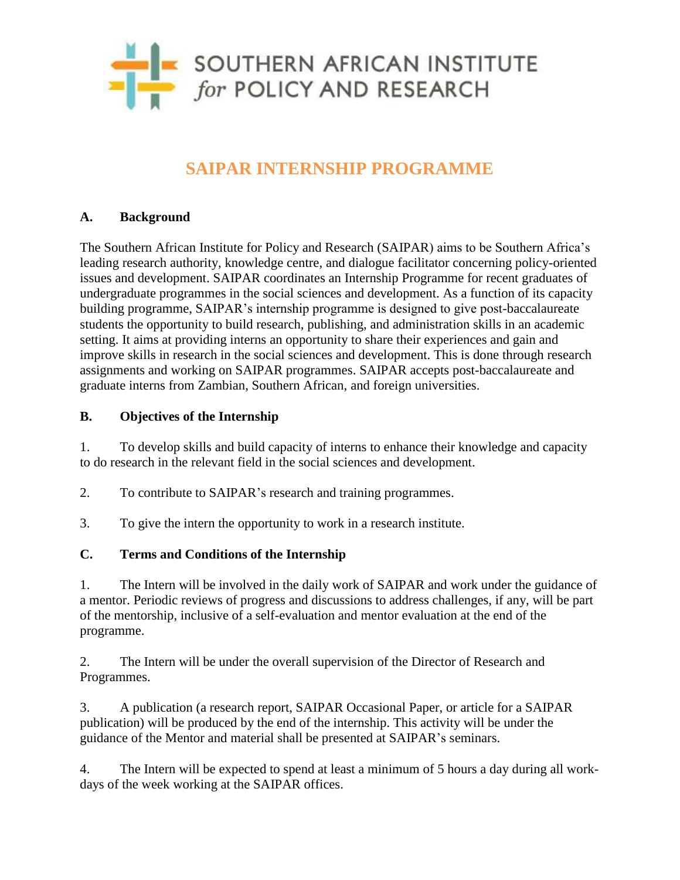SOUTHERN AFRICAN INSTITUTE *for* POLICY AND RESEARCH

# SAIPAR INTERNSHIP PROGRAMME

## A. Background

The Southern African Institute for Policy and Research (SAIPAR) aims to be Southern Africa's leading research authority, knowledge centre, and dialogue facilitator concerning policy-oriented issues and development. SAIPAR coordinates an Internship Programme for recent graduates of undergraduate programmes in the social sciences and development. As a function of its capacity building programme, SAIPAR's internship programme is designed to give post-baccalaureate students the opportunity to build research, publishing, and administration skills in an academic setting. It aims at providing interns an opportunity to share their experiences and gain and improve skills in research in the social sciences and development. This is done through research assignments and working on SAIPAR programmes. SAIPAR accepts post-baccalaureate and graduate interns from Zambian, Southern African, and foreign universities.

## B. Objectives of the Internship

1. To develop skills and build capacity of interns to enhance their knowledge and capacity to do research in the relevant field in the social sciences and development.

2. To contribute to SAIPAR's research and training programmes.

3. To give the intern the opportunity to work in a research institute.

## C. Terms and Conditions of the Internship

1. The Intern will be involved in the daily work of SAIPAR and work under the guidance of a mentor. Periodic reviews of progress and discussions to address challenges, if any, will be part of the mentorship, inclusive of a self-evaluation and mentor evaluation at the end of the programme.

2. The Intern will be under the overall supervision of the Director of Research and Programmes.

3. A publication (a research report, SAIPAR Occasional Paper, or article for a SAIPAR publication) will be produced by the end of the internship. This activity will be under the guidance of the Mentor and material shall be presented at SAIPAR's seminars.

4. The Intern will be expected to spend at least a minimum of 5 hours a day during all work-days of the week working at the SAIPAR offices.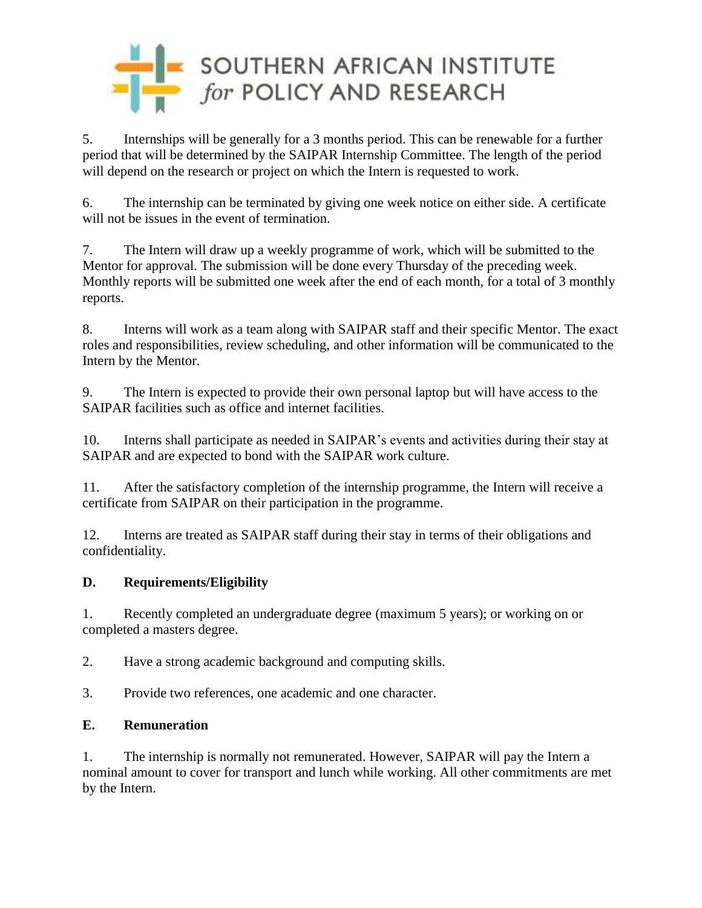5. Internships will be generally for a 3 months period. This can be renewable for a further period that will be determined by the SAIPAR Internship Committee. The length of the period will depend on the research or project on which the Intern is requested to work.

6. The internship can be terminated by giving one week notice on either side. A certificate will not be issues in the event of termination.

7. The Intern will draw up a weekly programme of work, which will be submitted to the Mentor for approval. The submission will be done every Thursday of the preceding week. Monthly reports will be submitted one week after the end of each month, for a total of 3 monthly reports.

8. Interns will work as a team along with SAIPAR staff and their specific Mentor. The exact roles and responsibilities, review scheduling, and other information will be communicated to the Intern by the Mentor.

9. The Intern is expected to provide their own personal laptop but will have access to the SAIPAR facilities such as office and internet facilities.

10. Interns shall participate as needed in SAIPAR's events and activities during their stay at SAIPAR and are expected to bond with the SAIPAR work culture.

11. After the satisfactory completion of the internship programme, the Intern will receive a certificate from SAIPAR on their participation in the programme.

12. Interns are treated as SAIPAR staff during their stay in terms of their obligations and confidentiality.

**D. Requirements/Eligibility**

1. Recently completed an undergraduate degree (maximum 5 years); or working on or completed a masters degree.

2. Have a strong academic background and computing skills.

3. Provide two references, one academic and one character.

**E. Remuneration**

1. The internship is normally not remunerated. However, SAIPAR will pay the Intern a nominal amount to cover for transport and lunch while working. All other commitments are met by the Intern.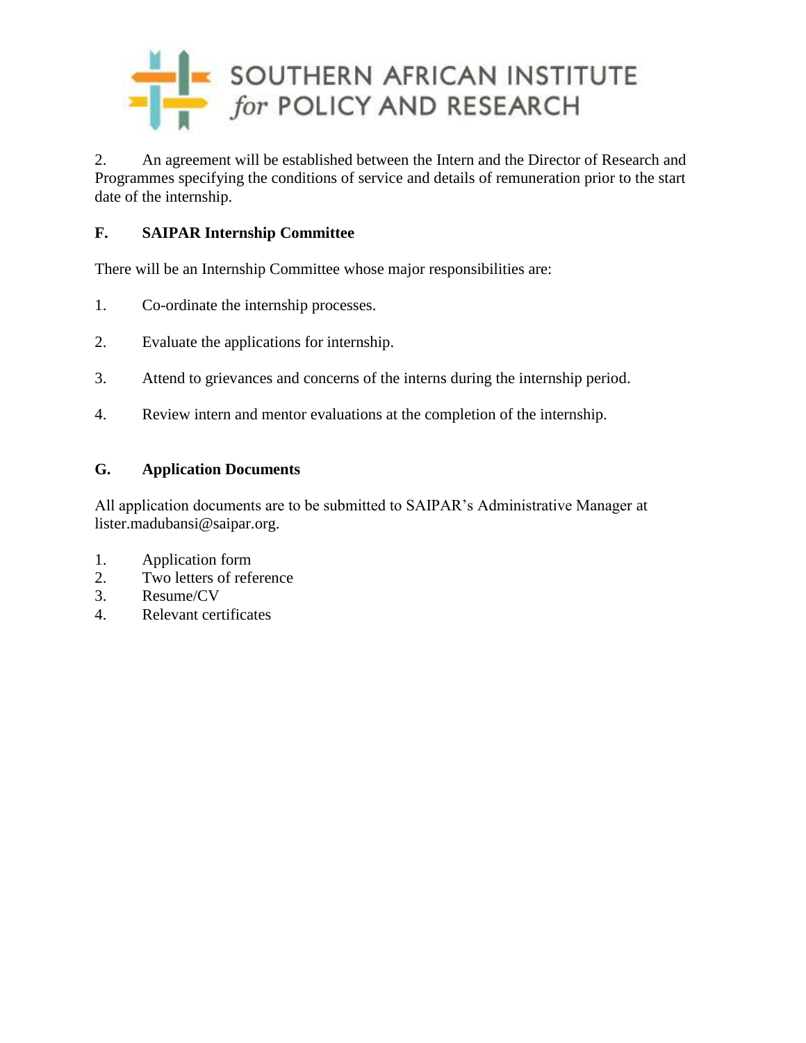2. An agreement will be established between the Intern and the Director of Research and Programmes specifying the conditions of service and details of remuneration prior to the start date of the internship.

## F. SAIPAR Internship Committee

There will be an Internship Committee whose major responsibilities are:

1. Co-ordinate the internship processes.

2. Evaluate the applications for internship.

3. Attend to grievances and concerns of the interns during the internship period.

4. Review intern and mentor evaluations at the completion of the internship.

## G. Application Documents

All application documents are to be submitted to SAIPAR's Administrative Manager at lister.madubansi@saipar.org.

1. Application form
2. Two letters of reference
3. Resume/CV
4. Relevant certificates